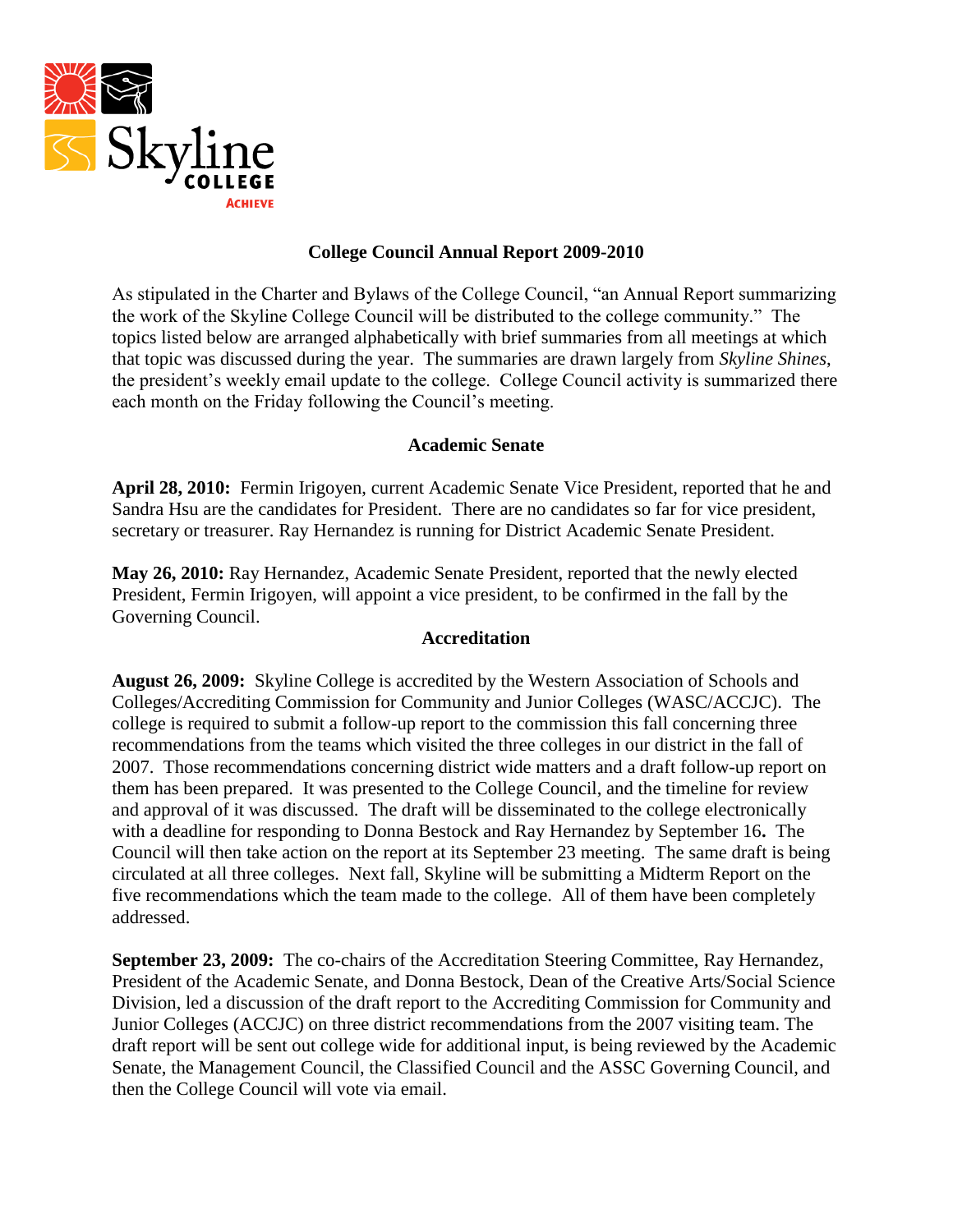# College Council Annual Report 2009-2010

As stipulated in the Charter and Bylaws of the College Council, "an Annual Report summarizing the work of the Skyline College Council will be distributed to the college community." The topics listed below are arranged alphabetically with brief summaries from all meetings at which that topic was discussed during the year. The summaries are drawn largely from *Skyline Shines*, the president's weekly email update to the college. College Council activity is summarized there each month on the Friday following the Council's meeting.

## Academic Senate

**April 28, 2010:** Fermin Irigoyen, current Academic Senate Vice President, reported that he and Sandra Hsu are the candidates for President. There are no candidates so far for vice president, secretary or treasurer. Ray Hernandez is running for District Academic Senate President.

**May 26, 2010:** Ray Hernandez, Academic Senate President, reported that the newly elected President, Fermin Irigoyen, will appoint a vice president, to be confirmed in the fall by the Governing Council.

## Accreditation

**August 26, 2009:** Skyline College is accredited by the Western Association of Schools and Colleges/Accrediting Commission for Community and Junior Colleges (WASC/ACCJC). The college is required to submit a follow-up report to the commission this fall concerning three recommendations from the teams which visited the three colleges in our district in the fall of 2007. Those recommendations concerning district wide matters and a draft follow-up report on them has been prepared. It was presented to the College Council, and the timeline for review and approval of it was discussed. The draft will be disseminated to the college electronically with a deadline for responding to Donna Bestock and Ray Hernandez by September 16**.** The Council will then take action on the report at its September 23 meeting. The same draft is being circulated at all three colleges. Next fall, Skyline will be submitting a Midterm Report on the five recommendations which the team made to the college. All of them have been completely addressed.

**September 23, 2009:** The co-chairs of the Accreditation Steering Committee, Ray Hernandez, President of the Academic Senate, and Donna Bestock, Dean of the Creative Arts/Social Science Division, led a discussion of the draft report to the Accrediting Commission for Community and Junior Colleges (ACCJC) on three district recommendations from the 2007 visiting team. The draft report will be sent out college wide for additional input, is being reviewed by the Academic Senate, the Management Council, the Classified Council and the ASSC Governing Council, and then the College Council will vote via email.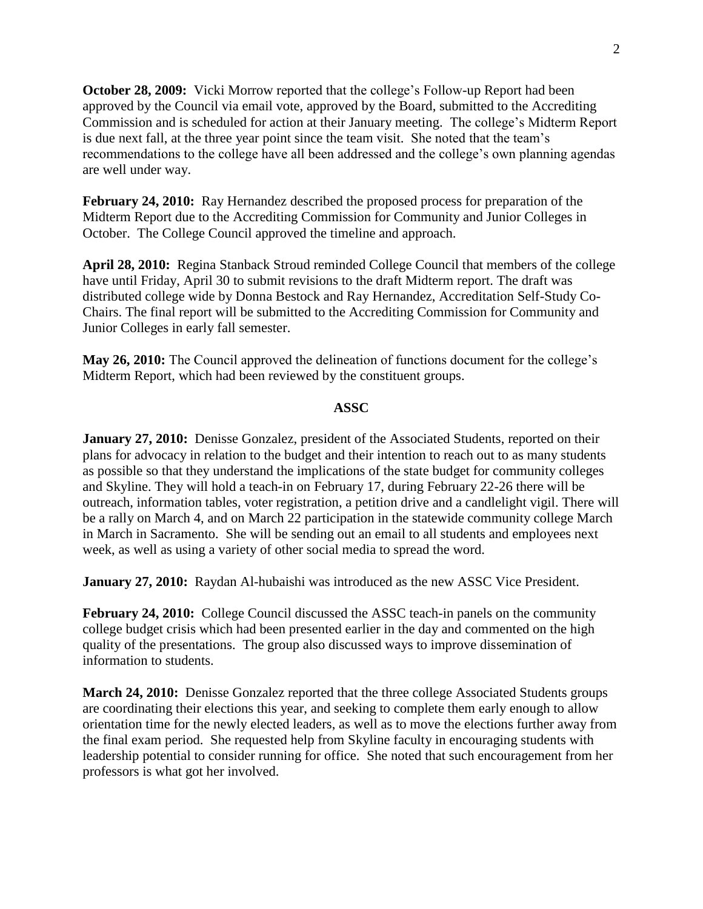**October 28, 2009:** Vicki Morrow reported that the college's Follow-up Report had been approved by the Council via email vote, approved by the Board, submitted to the Accrediting Commission and is scheduled for action at their January meeting. The college's Midterm Report is due next fall, at the three year point since the team visit. She noted that the team's recommendations to the college have all been addressed and the college's own planning agendas are well under way.

**February 24, 2010:** Ray Hernandez described the proposed process for preparation of the Midterm Report due to the Accrediting Commission for Community and Junior Colleges in October. The College Council approved the timeline and approach.

**April 28, 2010:** Regina Stanback Stroud reminded College Council that members of the college have until Friday, April 30 to submit revisions to the draft Midterm report. The draft was distributed college wide by Donna Bestock and Ray Hernandez, Accreditation Self-Study Co-Chairs. The final report will be submitted to the Accrediting Commission for Community and Junior Colleges in early fall semester.

**May 26, 2010:** The Council approved the delineation of functions document for the college's Midterm Report, which had been reviewed by the constituent groups.

## ASSC

**January 27, 2010:** Denisse Gonzalez, president of the Associated Students, reported on their plans for advocacy in relation to the budget and their intention to reach out to as many students as possible so that they understand the implications of the state budget for community colleges and Skyline. They will hold a teach-in on February 17, during February 22-26 there will be outreach, information tables, voter registration, a petition drive and a candlelight vigil. There will be a rally on March 4, and on March 22 participation in the statewide community college March in March in Sacramento. She will be sending out an email to all students and employees next week, as well as using a variety of other social media to spread the word.

**January 27, 2010:** Raydan Al-hubaishi was introduced as the new ASSC Vice President.

**February 24, 2010:** College Council discussed the ASSC teach-in panels on the community college budget crisis which had been presented earlier in the day and commented on the high quality of the presentations. The group also discussed ways to improve dissemination of information to students.

**March 24, 2010:** Denisse Gonzalez reported that the three college Associated Students groups are coordinating their elections this year, and seeking to complete them early enough to allow orientation time for the newly elected leaders, as well as to move the elections further away from the final exam period. She requested help from Skyline faculty in encouraging students with leadership potential to consider running for office. She noted that such encouragement from her professors is what got her involved.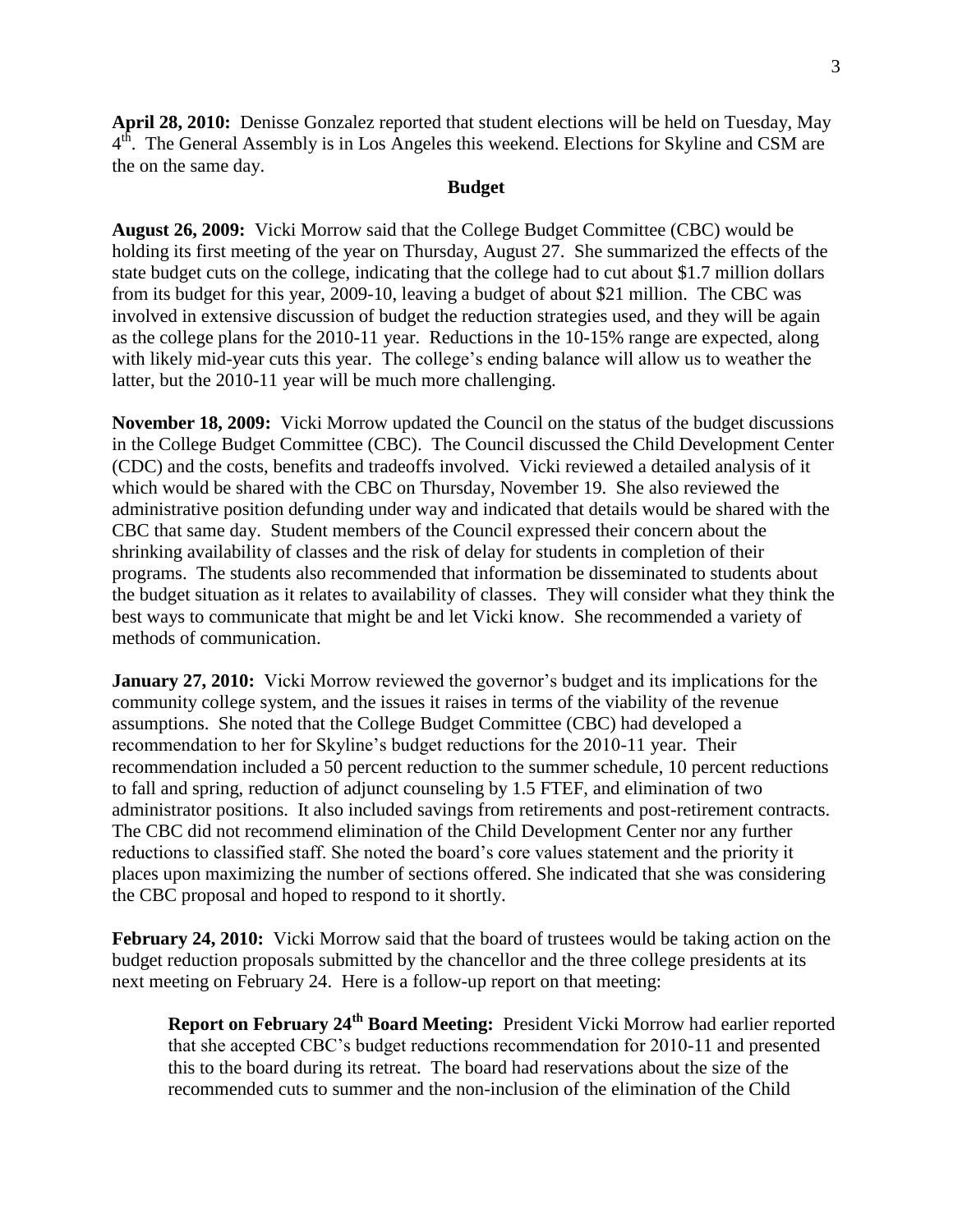**April 28, 2010:** Denisse Gonzalez reported that student elections will be held on Tuesday, May $4^{th}$. The General Assembly is in Los Angeles this weekend. Elections for Skyline and CSM are the on the same day.

## Budget

**August 26, 2009:** Vicki Morrow said that the College Budget Committee (CBC) would be holding its first meeting of the year on Thursday, August 27. She summarized the effects of the state budget cuts on the college, indicating that the college had to cut about $1.7 million dollars from its budget for this year, 2009-10, leaving a budget of about $21 million. The CBC was involved in extensive discussion of budget the reduction strategies used, and they will be again as the college plans for the 2010-11 year. Reductions in the 10-15% range are expected, along with likely mid-year cuts this year. The college's ending balance will allow us to weather the latter, but the 2010-11 year will be much more challenging.

**November 18, 2009:** Vicki Morrow updated the Council on the status of the budget discussions in the College Budget Committee (CBC). The Council discussed the Child Development Center (CDC) and the costs, benefits and tradeoffs involved. Vicki reviewed a detailed analysis of it which would be shared with the CBC on Thursday, November 19. She also reviewed the administrative position defunding under way and indicated that details would be shared with the CBC that same day. Student members of the Council expressed their concern about the shrinking availability of classes and the risk of delay for students in completion of their programs. The students also recommended that information be disseminated to students about the budget situation as it relates to availability of classes. They will consider what they think the best ways to communicate that might be and let Vicki know. She recommended a variety of methods of communication.

**January 27, 2010:** Vicki Morrow reviewed the governor's budget and its implications for the community college system, and the issues it raises in terms of the viability of the revenue assumptions. She noted that the College Budget Committee (CBC) had developed a recommendation to her for Skyline's budget reductions for the 2010-11 year. Their recommendation included a 50 percent reduction to the summer schedule, 10 percent reductions to fall and spring, reduction of adjunct counseling by 1.5 FTEF, and elimination of two administrator positions. It also included savings from retirements and post-retirement contracts. The CBC did not recommend elimination of the Child Development Center nor any further reductions to classified staff. She noted the board's core values statement and the priority it places upon maximizing the number of sections offered. She indicated that she was considering the CBC proposal and hoped to respond to it shortly.

**February 24, 2010:** Vicki Morrow said that the board of trustees would be taking action on the budget reduction proposals submitted by the chancellor and the three college presidents at its next meeting on February 24. Here is a follow-up report on that meeting:

> **Report on February $24^{th}$ Board Meeting:** President Vicki Morrow had earlier reported that she accepted CBC's budget reductions recommendation for 2010-11 and presented this to the board during its retreat. The board had reservations about the size of the recommended cuts to summer and the non-inclusion of the elimination of the Child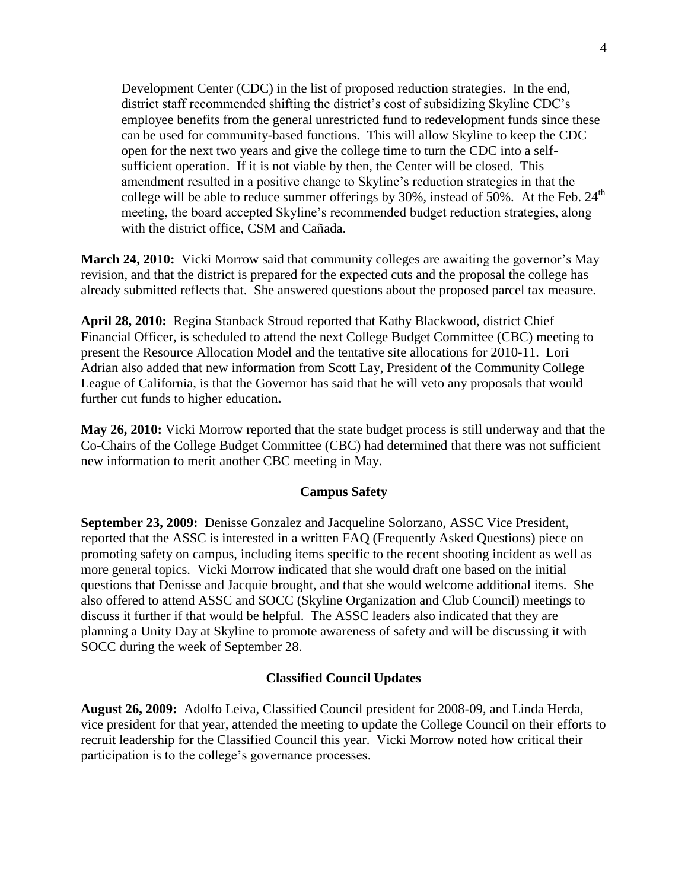Development Center (CDC) in the list of proposed reduction strategies. In the end, district staff recommended shifting the district's cost of subsidizing Skyline CDC's employee benefits from the general unrestricted fund to redevelopment funds since these can be used for community-based functions. This will allow Skyline to keep the CDC open for the next two years and give the college time to turn the CDC into a self-sufficient operation. If it is not viable by then, the Center will be closed. This amendment resulted in a positive change to Skyline's reduction strategies in that the college will be able to reduce summer offerings by 30%, instead of 50%. At the Feb. 24th meeting, the board accepted Skyline's recommended budget reduction strategies, along with the district office, CSM and Cañada.

**March 24, 2010:** Vicki Morrow said that community colleges are awaiting the governor's May revision, and that the district is prepared for the expected cuts and the proposal the college has already submitted reflects that. She answered questions about the proposed parcel tax measure.

**April 28, 2010:** Regina Stanback Stroud reported that Kathy Blackwood, district Chief Financial Officer, is scheduled to attend the next College Budget Committee (CBC) meeting to present the Resource Allocation Model and the tentative site allocations for 2010-11. Lori Adrian also added that new information from Scott Lay, President of the Community College League of California, is that the Governor has said that he will veto any proposals that would further cut funds to higher education.

**May 26, 2010:** Vicki Morrow reported that the state budget process is still underway and that the Co-Chairs of the College Budget Committee (CBC) had determined that there was not sufficient new information to merit another CBC meeting in May.

## Campus Safety

**September 23, 2009:** Denisse Gonzalez and Jacqueline Solorzano, ASSC Vice President, reported that the ASSC is interested in a written FAQ (Frequently Asked Questions) piece on promoting safety on campus, including items specific to the recent shooting incident as well as more general topics. Vicki Morrow indicated that she would draft one based on the initial questions that Denisse and Jacquie brought, and that she would welcome additional items. She also offered to attend ASSC and SOCC (Skyline Organization and Club Council) meetings to discuss it further if that would be helpful. The ASSC leaders also indicated that they are planning a Unity Day at Skyline to promote awareness of safety and will be discussing it with SOCC during the week of September 28.

## Classified Council Updates

**August 26, 2009:** Adolfo Leiva, Classified Council president for 2008-09, and Linda Herda, vice president for that year, attended the meeting to update the College Council on their efforts to recruit leadership for the Classified Council this year. Vicki Morrow noted how critical their participation is to the college's governance processes.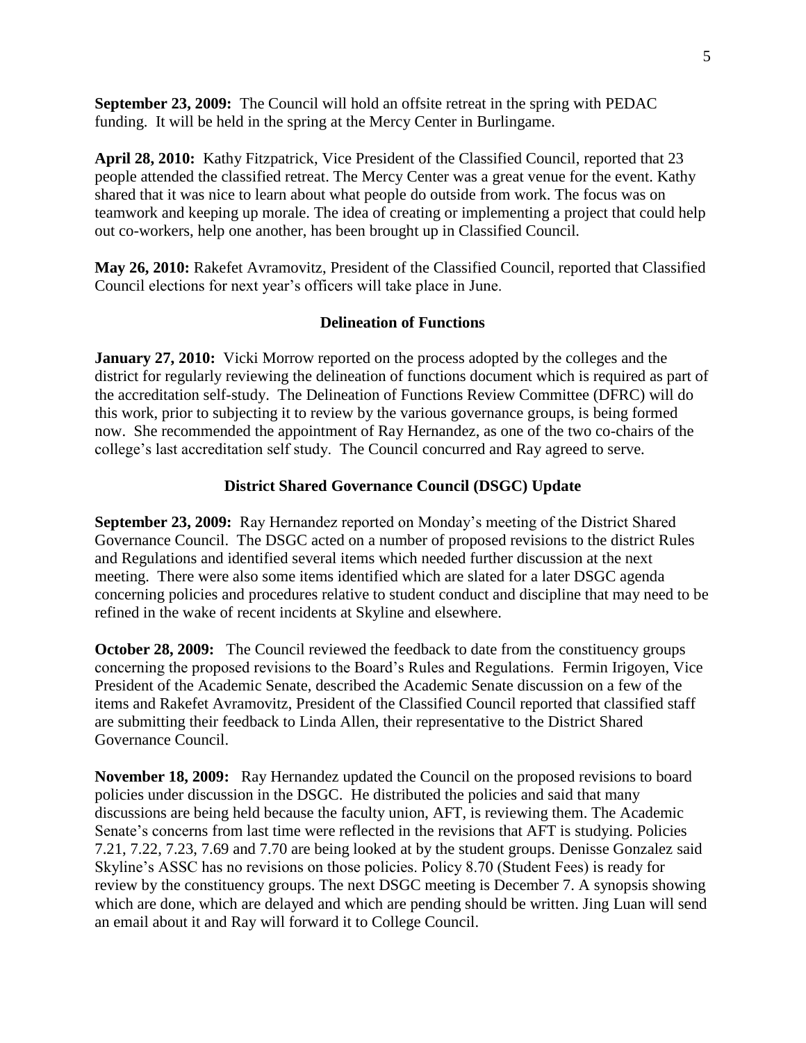**September 23, 2009:** The Council will hold an offsite retreat in the spring with PEDAC funding. It will be held in the spring at the Mercy Center in Burlingame.

**April 28, 2010:** Kathy Fitzpatrick, Vice President of the Classified Council, reported that 23 people attended the classified retreat. The Mercy Center was a great venue for the event. Kathy shared that it was nice to learn about what people do outside from work. The focus was on teamwork and keeping up morale. The idea of creating or implementing a project that could help out co-workers, help one another, has been brought up in Classified Council.

**May 26, 2010:** Rakefet Avramovitz, President of the Classified Council, reported that Classified Council elections for next year's officers will take place in June.

## Delineation of Functions

**January 27, 2010:** Vicki Morrow reported on the process adopted by the colleges and the district for regularly reviewing the delineation of functions document which is required as part of the accreditation self-study. The Delineation of Functions Review Committee (DFRC) will do this work, prior to subjecting it to review by the various governance groups, is being formed now. She recommended the appointment of Ray Hernandez, as one of the two co-chairs of the college's last accreditation self study. The Council concurred and Ray agreed to serve.

## District Shared Governance Council (DSGC) Update

**September 23, 2009:** Ray Hernandez reported on Monday's meeting of the District Shared Governance Council. The DSGC acted on a number of proposed revisions to the district Rules and Regulations and identified several items which needed further discussion at the next meeting. There were also some items identified which are slated for a later DSGC agenda concerning policies and procedures relative to student conduct and discipline that may need to be refined in the wake of recent incidents at Skyline and elsewhere.

**October 28, 2009:** The Council reviewed the feedback to date from the constituency groups concerning the proposed revisions to the Board's Rules and Regulations. Fermin Irigoyen, Vice President of the Academic Senate, described the Academic Senate discussion on a few of the items and Rakefet Avramovitz, President of the Classified Council reported that classified staff are submitting their feedback to Linda Allen, their representative to the District Shared Governance Council.

**November 18, 2009:** Ray Hernandez updated the Council on the proposed revisions to board policies under discussion in the DSGC. He distributed the policies and said that many discussions are being held because the faculty union, AFT, is reviewing them. The Academic Senate's concerns from last time were reflected in the revisions that AFT is studying. Policies 7.21, 7.22, 7.23, 7.69 and 7.70 are being looked at by the student groups. Denisse Gonzalez said Skyline's ASSC has no revisions on those policies. Policy 8.70 (Student Fees) is ready for review by the constituency groups. The next DSGC meeting is December 7. A synopsis showing which are done, which are delayed and which are pending should be written. Jing Luan will send an email about it and Ray will forward it to College Council.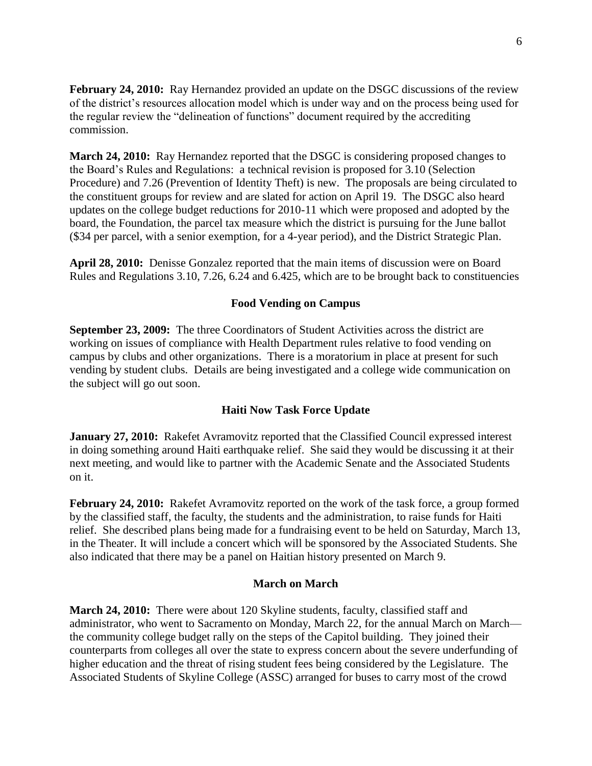**February 24, 2010:** Ray Hernandez provided an update on the DSGC discussions of the review of the district's resources allocation model which is under way and on the process being used for the regular review the "delineation of functions" document required by the accrediting commission.

**March 24, 2010:** Ray Hernandez reported that the DSGC is considering proposed changes to the Board's Rules and Regulations: a technical revision is proposed for 3.10 (Selection Procedure) and 7.26 (Prevention of Identity Theft) is new. The proposals are being circulated to the constituent groups for review and are slated for action on April 19. The DSGC also heard updates on the college budget reductions for 2010-11 which were proposed and adopted by the board, the Foundation, the parcel tax measure which the district is pursuing for the June ballot ($34 per parcel, with a senior exemption, for a 4-year period), and the District Strategic Plan.

**April 28, 2010:** Denisse Gonzalez reported that the main items of discussion were on Board Rules and Regulations 3.10, 7.26, 6.24 and 6.425, which are to be brought back to constituencies

### Food Vending on Campus

**September 23, 2009:** The three Coordinators of Student Activities across the district are working on issues of compliance with Health Department rules relative to food vending on campus by clubs and other organizations. There is a moratorium in place at present for such vending by student clubs. Details are being investigated and a college wide communication on the subject will go out soon.

### Haiti Now Task Force Update

**January 27, 2010:** Rakefet Avramovitz reported that the Classified Council expressed interest in doing something around Haiti earthquake relief. She said they would be discussing it at their next meeting, and would like to partner with the Academic Senate and the Associated Students on it.

**February 24, 2010:** Rakefet Avramovitz reported on the work of the task force, a group formed by the classified staff, the faculty, the students and the administration, to raise funds for Haiti relief. She described plans being made for a fundraising event to be held on Saturday, March 13, in the Theater. It will include a concert which will be sponsored by the Associated Students. She also indicated that there may be a panel on Haitian history presented on March 9.

### March on March

**March 24, 2010:** There were about 120 Skyline students, faculty, classified staff and administrator, who went to Sacramento on Monday, March 22, for the annual March on March—the community college budget rally on the steps of the Capitol building. They joined their counterparts from colleges all over the state to express concern about the severe underfunding of higher education and the threat of rising student fees being considered by the Legislature. The Associated Students of Skyline College (ASSC) arranged for buses to carry most of the crowd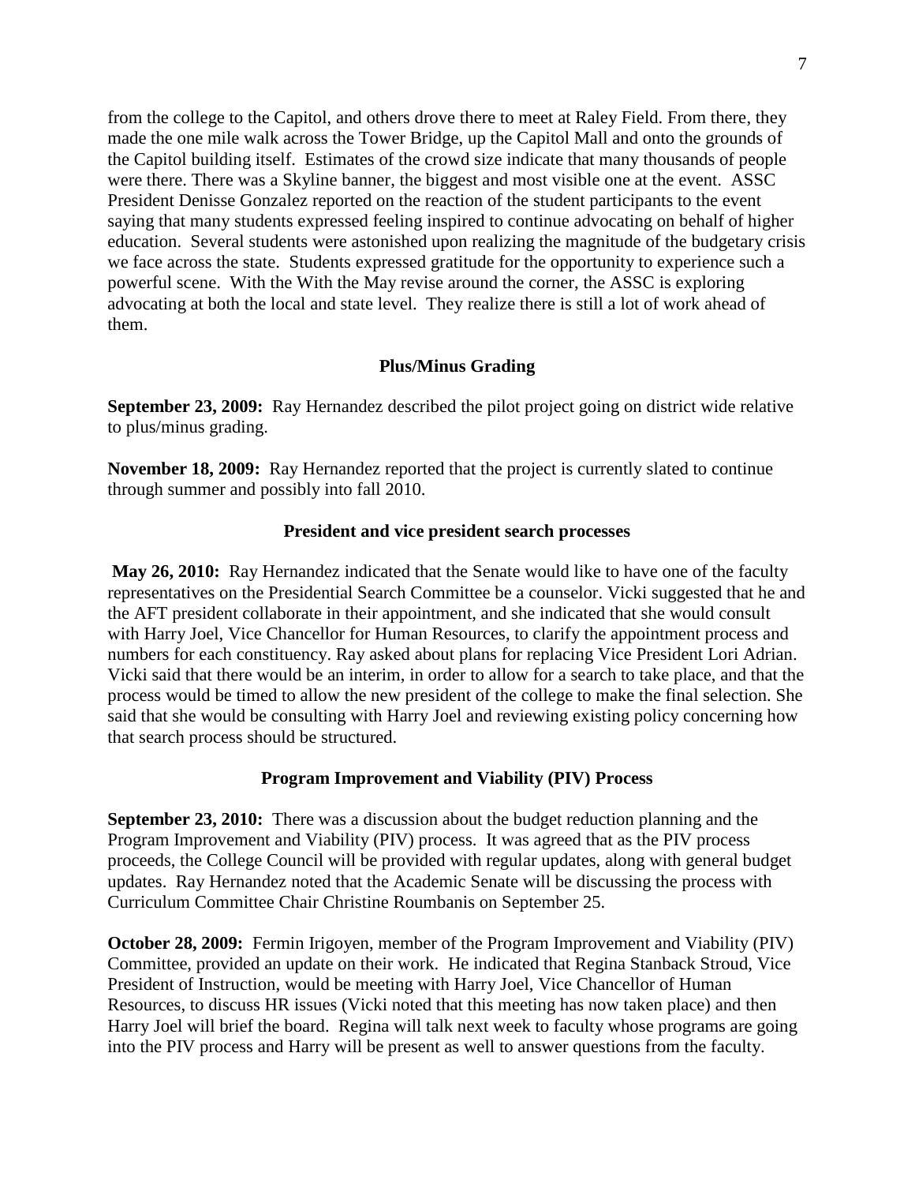from the college to the Capitol, and others drove there to meet at Raley Field. From there, they made the one mile walk across the Tower Bridge, up the Capitol Mall and onto the grounds of the Capitol building itself. Estimates of the crowd size indicate that many thousands of people were there. There was a Skyline banner, the biggest and most visible one at the event. ASSC President Denisse Gonzalez reported on the reaction of the student participants to the event saying that many students expressed feeling inspired to continue advocating on behalf of higher education. Several students were astonished upon realizing the magnitude of the budgetary crisis we face across the state. Students expressed gratitude for the opportunity to experience such a powerful scene. With the With the May revise around the corner, the ASSC is exploring advocating at both the local and state level. They realize there is still a lot of work ahead of them.

### Plus/Minus Grading

**September 23, 2009:** Ray Hernandez described the pilot project going on district wide relative to plus/minus grading.

**November 18, 2009:** Ray Hernandez reported that the project is currently slated to continue through summer and possibly into fall 2010.

### President and vice president search processes

**May 26, 2010:** Ray Hernandez indicated that the Senate would like to have one of the faculty representatives on the Presidential Search Committee be a counselor. Vicki suggested that he and the AFT president collaborate in their appointment, and she indicated that she would consult with Harry Joel, Vice Chancellor for Human Resources, to clarify the appointment process and numbers for each constituency. Ray asked about plans for replacing Vice President Lori Adrian. Vicki said that there would be an interim, in order to allow for a search to take place, and that the process would be timed to allow the new president of the college to make the final selection. She said that she would be consulting with Harry Joel and reviewing existing policy concerning how that search process should be structured.

### Program Improvement and Viability (PIV) Process

**September 23, 2010:** There was a discussion about the budget reduction planning and the Program Improvement and Viability (PIV) process. It was agreed that as the PIV process proceeds, the College Council will be provided with regular updates, along with general budget updates. Ray Hernandez noted that the Academic Senate will be discussing the process with Curriculum Committee Chair Christine Roumbanis on September 25.

**October 28, 2009:** Fermin Irigoyen, member of the Program Improvement and Viability (PIV) Committee, provided an update on their work. He indicated that Regina Stanback Stroud, Vice President of Instruction, would be meeting with Harry Joel, Vice Chancellor of Human Resources, to discuss HR issues (Vicki noted that this meeting has now taken place) and then Harry Joel will brief the board. Regina will talk next week to faculty whose programs are going into the PIV process and Harry will be present as well to answer questions from the faculty.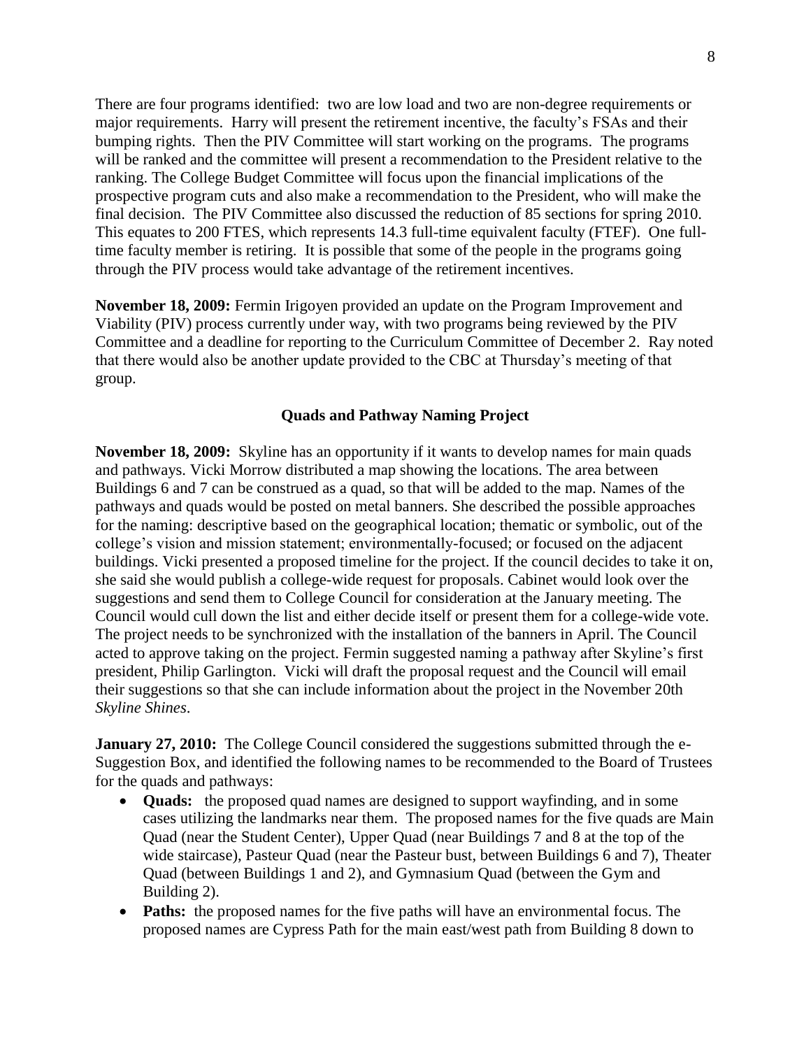There are four programs identified: two are low load and two are non-degree requirements or major requirements. Harry will present the retirement incentive, the faculty's FSAs and their bumping rights. Then the PIV Committee will start working on the programs. The programs will be ranked and the committee will present a recommendation to the President relative to the ranking. The College Budget Committee will focus upon the financial implications of the prospective program cuts and also make a recommendation to the President, who will make the final decision. The PIV Committee also discussed the reduction of 85 sections for spring 2010. This equates to 200 FTES, which represents 14.3 full-time equivalent faculty (FTEF). One full-time faculty member is retiring. It is possible that some of the people in the programs going through the PIV process would take advantage of the retirement incentives.

**November 18, 2009:** Fermin Irigoyen provided an update on the Program Improvement and Viability (PIV) process currently under way, with two programs being reviewed by the PIV Committee and a deadline for reporting to the Curriculum Committee of December 2. Ray noted that there would also be another update provided to the CBC at Thursday's meeting of that group.

### Quads and Pathway Naming Project

**November 18, 2009:** Skyline has an opportunity if it wants to develop names for main quads and pathways. Vicki Morrow distributed a map showing the locations. The area between Buildings 6 and 7 can be construed as a quad, so that will be added to the map. Names of the pathways and quads would be posted on metal banners. She described the possible approaches for the naming: descriptive based on the geographical location; thematic or symbolic, out of the college's vision and mission statement; environmentally-focused; or focused on the adjacent buildings. Vicki presented a proposed timeline for the project. If the council decides to take it on, she said she would publish a college-wide request for proposals. Cabinet would look over the suggestions and send them to College Council for consideration at the January meeting. The Council would cull down the list and either decide itself or present them for a college-wide vote. The project needs to be synchronized with the installation of the banners in April. The Council acted to approve taking on the project. Fermin suggested naming a pathway after Skyline's first president, Philip Garlington. Vicki will draft the proposal request and the Council will email their suggestions so that she can include information about the project in the November 20th *Skyline Shines*.

**January 27, 2010:** The College Council considered the suggestions submitted through the e-Suggestion Box, and identified the following names to be recommended to the Board of Trustees for the quads and pathways:

- **Quads:** the proposed quad names are designed to support wayfinding, and in some cases utilizing the landmarks near them. The proposed names for the five quads are Main Quad (near the Student Center), Upper Quad (near Buildings 7 and 8 at the top of the wide staircase), Pasteur Quad (near the Pasteur bust, between Buildings 6 and 7), Theater Quad (between Buildings 1 and 2), and Gymnasium Quad (between the Gym and Building 2).
- **Paths:** the proposed names for the five paths will have an environmental focus. The proposed names are Cypress Path for the main east/west path from Building 8 down to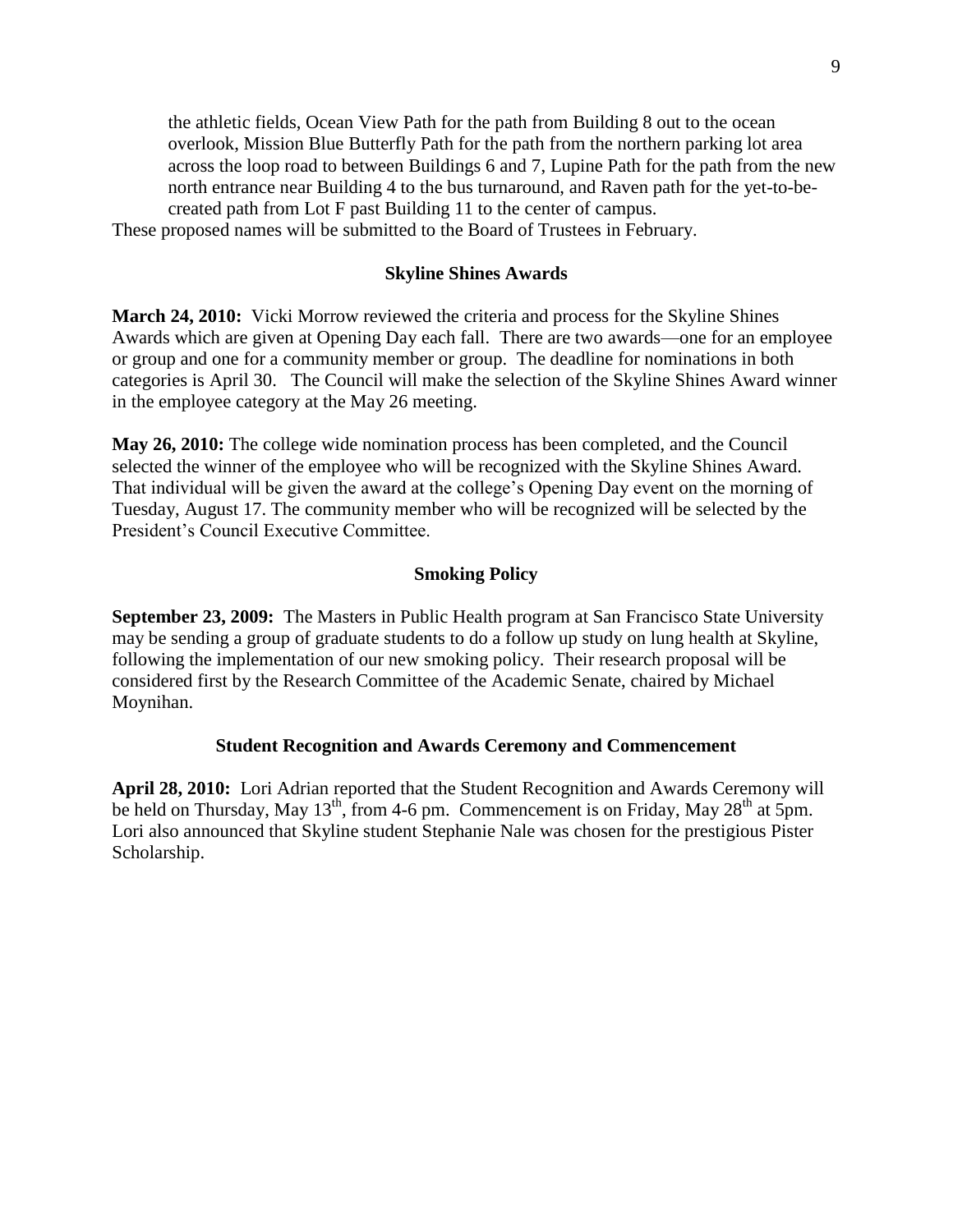the athletic fields, Ocean View Path for the path from Building 8 out to the ocean overlook, Mission Blue Butterfly Path for the path from the northern parking lot area across the loop road to between Buildings 6 and 7, Lupine Path for the path from the new north entrance near Building 4 to the bus turnaround, and Raven path for the yet-to-be-created path from Lot F past Building 11 to the center of campus.

These proposed names will be submitted to the Board of Trustees in February.

### Skyline Shines Awards

**March 24, 2010:** Vicki Morrow reviewed the criteria and process for the Skyline Shines Awards which are given at Opening Day each fall. There are two awards—one for an employee or group and one for a community member or group. The deadline for nominations in both categories is April 30. The Council will make the selection of the Skyline Shines Award winner in the employee category at the May 26 meeting.

**May 26, 2010:** The college wide nomination process has been completed, and the Council selected the winner of the employee who will be recognized with the Skyline Shines Award. That individual will be given the award at the college's Opening Day event on the morning of Tuesday, August 17. The community member who will be recognized will be selected by the President's Council Executive Committee.

### Smoking Policy

**September 23, 2009:** The Masters in Public Health program at San Francisco State University may be sending a group of graduate students to do a follow up study on lung health at Skyline, following the implementation of our new smoking policy. Their research proposal will be considered first by the Research Committee of the Academic Senate, chaired by Michael Moynihan.

### Student Recognition and Awards Ceremony and Commencement

**April 28, 2010:** Lori Adrian reported that the Student Recognition and Awards Ceremony will be held on Thursday, May 13th, from 4-6 pm. Commencement is on Friday, May 28th at 5pm. Lori also announced that Skyline student Stephanie Nale was chosen for the prestigious Pister Scholarship.